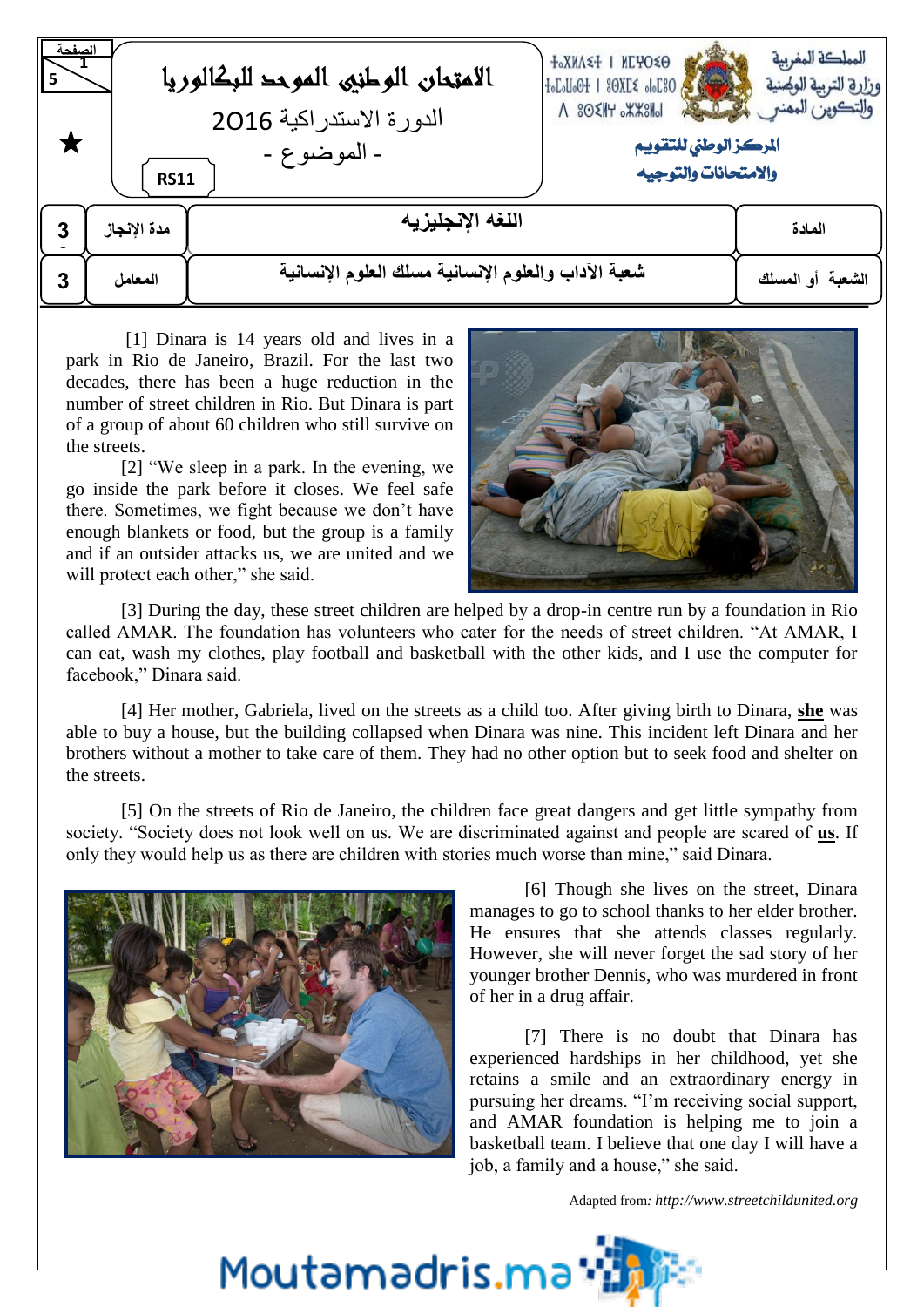المملكة المغربية
وزارة التربية الوطنية والتكوين المهني

المركز الوطني للتقويم والامتحانات والتوجيه

# الامتحان الوطني الموحد للبكالوريا

الدورة الاستدراكية 2016

- الموضوع -

RS11

| المادة | اللغة الإنجليزية | مدة الإنجاز | 3 |
|---|---|---|---|
| الشعبة أو المسلك | شعبة الآداب والعلوم الإنسانية مسلك العلوم الإنسانية | المعامل | 3 |

[1] Dinara is 14 years old and lives in a park in Rio de Janeiro, Brazil. For the last two decades, there has been a huge reduction in the number of street children in Rio. But Dinara is part of a group of about 60 children who still survive on the streets.

[2] "We sleep in a park. In the evening, we go inside the park before it closes. We feel safe there. Sometimes, we fight because we don't have enough blankets or food, but the group is a family and if an outsider attacks us, we are united and we will protect each other," she said.

[3] During the day, these street children are helped by a drop-in centre run by a foundation in Rio called AMAR. The foundation has volunteers who cater for the needs of street children. "At AMAR, I can eat, wash my clothes, play football and basketball with the other kids, and I use the computer for facebook," Dinara said.

[4] Her mother, Gabriela, lived on the streets as a child too. After giving birth to Dinara, **she** was able to buy a house, but the building collapsed when Dinara was nine. This incident left Dinara and her brothers without a mother to take care of them. They had no other option but to seek food and shelter on the streets.

[5] On the streets of Rio de Janeiro, the children face great dangers and get little sympathy from society. "Society does not look well on us. We are discriminated against and people are scared of **us**. If only they would help us as there are children with stories much worse than mine," said Dinara.

[6] Though she lives on the street, Dinara manages to go to school thanks to her elder brother. He ensures that she attends classes regularly. However, she will never forget the sad story of her younger brother Dennis, who was murdered in front of her in a drug affair.

[7] There is no doubt that Dinara has experienced hardships in her childhood, yet she retains a smile and an extraordinary energy in pursuing her dreams. "I'm receiving social support, and AMAR foundation is helping me to join a basketball team. I believe that one day I will have a job, a family and a house," she said.

Adapted from: *http://www.streetchildunited.org*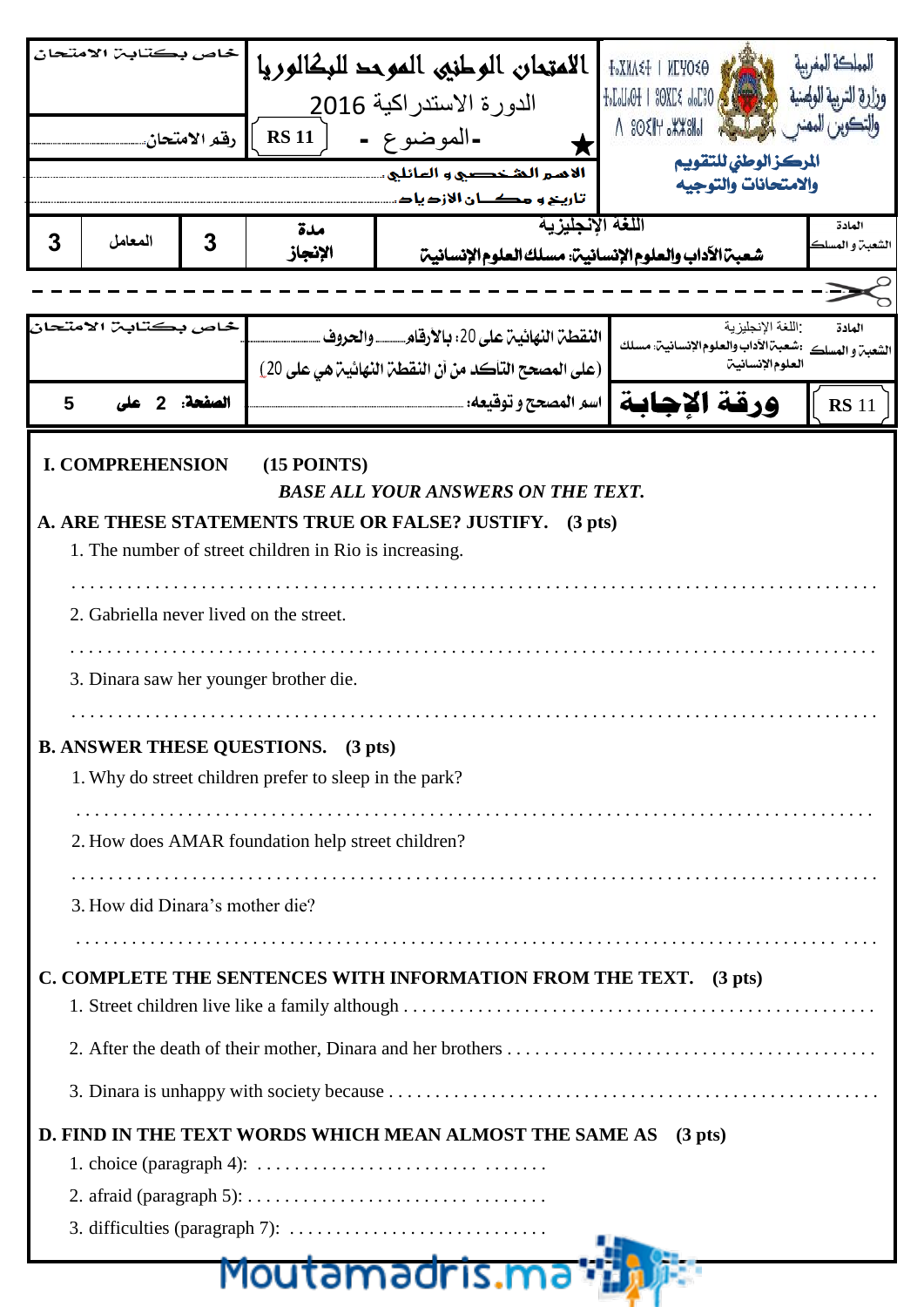| المملكة المغربية وزارة التربية الوطنية والتكوين المهني المركز الوطني للتقويم والامتحانات والتوجيه | الامتحان الوطني الموحد للبكالوريا الدورة الاستدراكية 2016 - الموضوع - RS 11 | خاص بكتابة الامتحان رقم الامتحان |
|---|---|---|
| | الاسم الشخصي و العائلي ..... تاريخ و مكان الازدياد ..... | |

| المادة الشعبة و المسلك | اللغة الإنجليزية شعبة الآداب والعلوم الإنسانية: مسلك العلوم الإنسانية | مدة الإنجاز | 3 | المعامل | 3 |
|---|---|---|---|---|---|

- - - - - - - - - - - - - - - - - - - - - - - - - - - - - - - - - - - - - - - -

| المادة الشعبة و المسلك | :اللغة الإنجليزية :شعبة الآداب والعلوم الإنسانية: مسلك العلوم الإنسانية | النقطة النهائية على 20: بالأرقام..... والحروف..... (على المصحح التأكد من أن النقطة النهائية هي على 20) | خاص بكتابة الامتحان |
|---|---|---|---|
| RS 11 | ورقة الإجابة | اسم المصحح و توقيعه: ..... | الصفحة: 2 على 5 |

**I. COMPREHENSION (15 POINTS)**

***BASE ALL YOUR ANSWERS ON THE TEXT.***

**A. ARE THESE STATEMENTS TRUE OR FALSE? JUSTIFY. (3 pts)**

1. The number of street children in Rio is increasing.

. . . . . . . . . . . . . . . . . . . . . . . . . . . . . . . . . . . . . . . . . . . . . . . . . . . . . . . . . . . . . . . . . . . . . . . . . . . . .

2. Gabriella never lived on the street.

. . . . . . . . . . . . . . . . . . . . . . . . . . . . . . . . . . . . . . . . . . . . . . . . . . . . . . . . . . . . . . . . . . . . . . . . . . . . .

3. Dinara saw her younger brother die.

. . . . . . . . . . . . . . . . . . . . . . . . . . . . . . . . . . . . . . . . . . . . . . . . . . . . . . . . . . . . . . . . . . . . . . . . . . . . .

**B. ANSWER THESE QUESTIONS. (3 pts)**

1. Why do street children prefer to sleep in the park?

. . . . . . . . . . . . . . . . . . . . . . . . . . . . . . . . . . . . . . . . . . . . . . . . . . . . . . . . . . . . . . . . . . . . . . . . . . . . .

2. How does AMAR foundation help street children?

. . . . . . . . . . . . . . . . . . . . . . . . . . . . . . . . . . . . . . . . . . . . . . . . . . . . . . . . . . . . . . . . . . . . . . . . . . . . .

3. How did Dinara's mother die?

. . . . . . . . . . . . . . . . . . . . . . . . . . . . . . . . . . . . . . . . . . . . . . . . . . . . . . . . . . . . . . . . . . . . . . . . . . . . .

**C. COMPLETE THE SENTENCES WITH INFORMATION FROM THE TEXT. (3 pts)**

1. Street children live like a family although . . . . . . . . . . . . . . . . . . . . . . . . . . . . . . . . . . . . . . . . . . . . . . . . .

2. After the death of their mother, Dinara and her brothers . . . . . . . . . . . . . . . . . . . . . . . . . . . . . . . . . . . . . . . .

3. Dinara is unhappy with society because . . . . . . . . . . . . . . . . . . . . . . . . . . . . . . . . . . . . . . . . . . . . . . . . . . . .

**D. FIND IN THE TEXT WORDS WHICH MEAN ALMOST THE SAME AS (3 pts)**

1. choice (paragraph 4): . . . . . . . . . . . . . . . . . . . . . . . . . . . . . . . .

2. afraid (paragraph 5): . . . . . . . . . . . . . . . . . . . . . . . . . . . . . . . . . .

3. difficulties (paragraph 7): . . . . . . . . . . . . . . . . . . . . . . . . . . . . . .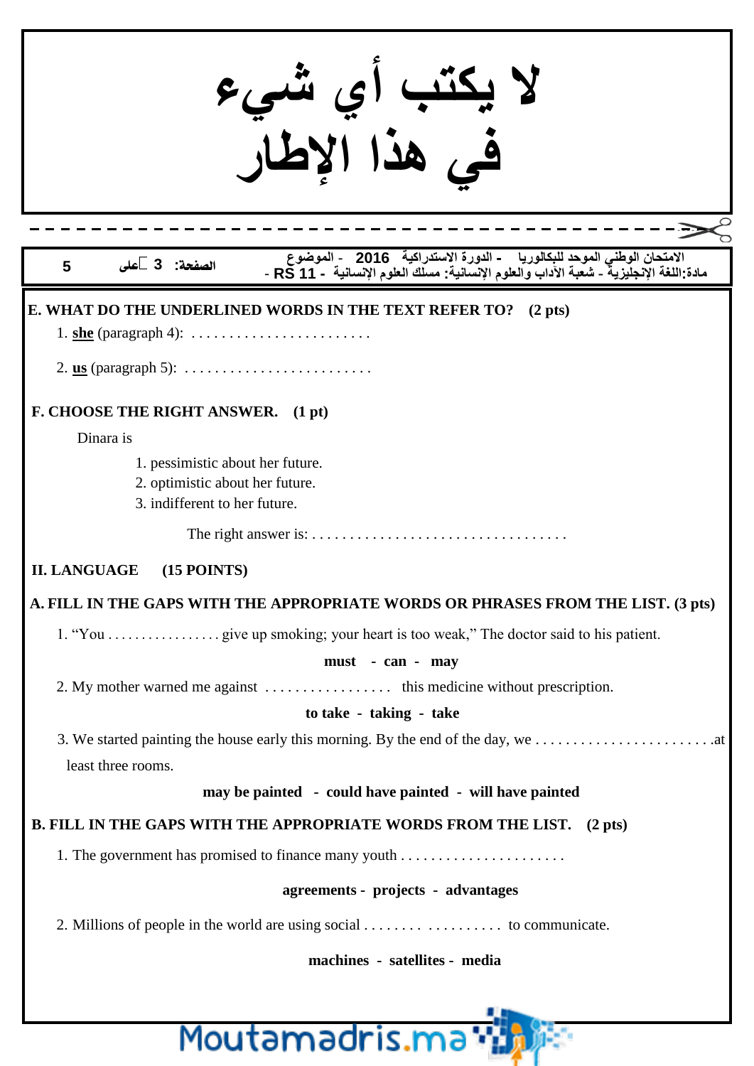لا يكتب أي شيء
في هذا الإطار

**E. WHAT DO THE UNDERLINED WORDS IN THE TEXT REFER TO? (2 pts)**

1. **she** (paragraph 4): . . . . . . . . . . . . . . . . . . . . . . . .

2. **us** (paragraph 5): . . . . . . . . . . . . . . . . . . . . . . . . .

**F. CHOOSE THE RIGHT ANSWER. (1 pt)**

Dinara is

1. pessimistic about her future.
2. optimistic about her future.
3. indifferent to her future.

The right answer is: . . . . . . . . . . . . . . . . . . . . . . . . . . . . . . . . . .

## II. LANGUAGE (15 POINTS)

**A. FILL IN THE GAPS WITH THE APPROPRIATE WORDS OR PHRASES FROM THE LIST. (3 pts)**

1. "You . . . . . . . . . . . . . . . . . give up smoking; your heart is too weak," The doctor said to his patient.

**must - can - may**

2. My mother warned me against . . . . . . . . . . . . . . . . . this medicine without prescription.

**to take - taking - take**

3. We started painting the house early this morning. By the end of the day, we . . . . . . . . . . . . . . . . . . . . . . . .at least three rooms.

**may be painted - could have painted - will have painted**

**B. FILL IN THE GAPS WITH THE APPROPRIATE WORDS FROM THE LIST. (2 pts)**

1. The government has promised to finance many youth . . . . . . . . . . . . . . . . . . . . . .

**agreements - projects - advantages**

2. Millions of people in the world are using social . . . . . . . . . . . . . . . . . . to communicate.

**machines - satellites - media**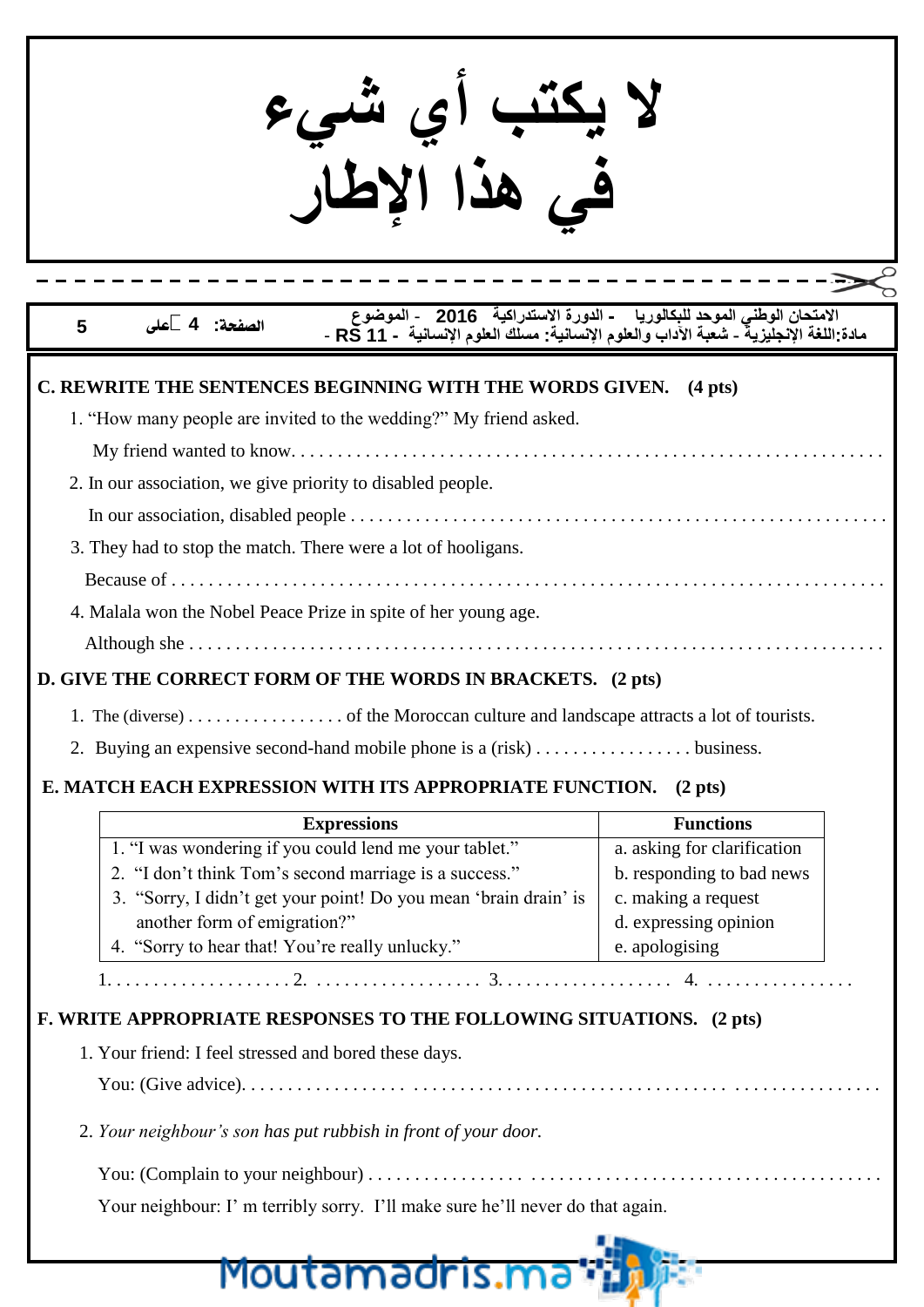## C. REWRITE THE SENTENCES BEGINNING WITH THE WORDS GIVEN. (4 pts)

1. "How many people are invited to the wedding?" My friend asked.

   My friend wanted to know. . . . . . . . . . . . . . . . . . . . . . . . . . . . . . . . . . . . . . . . . . . . . . . . . . . . . . . . . . .

2. In our association, we give priority to disabled people.

   In our association, disabled people . . . . . . . . . . . . . . . . . . . . . . . . . . . . . . . . . . . . . . . . . . . . . . . . . . . . . . .

3. They had to stop the match. There were a lot of hooligans.

   Because of . . . . . . . . . . . . . . . . . . . . . . . . . . . . . . . . . . . . . . . . . . . . . . . . . . . . . . . . . . . . . . . . . . . . . . . .

4. Malala won the Nobel Peace Prize in spite of her young age.

   Although she . . . . . . . . . . . . . . . . . . . . . . . . . . . . . . . . . . . . . . . . . . . . . . . . . . . . . . . . . . . . . . . . . . . . . .

## D. GIVE THE CORRECT FORM OF THE WORDS IN BRACKETS. (2 pts)

1. The (diverse) . . . . . . . . . . . . . . . . . of the Moroccan culture and landscape attracts a lot of tourists.
2. Buying an expensive second-hand mobile phone is a (risk) . . . . . . . . . . . . . . . . . business.

## E. MATCH EACH EXPRESSION WITH ITS APPROPRIATE FUNCTION. (2 pts)

| Expressions | Functions |
|---|---|
| 1. "I was wondering if you could lend me your tablet." | a. asking for clarification |
| 2. "I don't think Tom's second marriage is a success." | b. responding to bad news |
| 3. "Sorry, I didn't get your point! Do you mean 'brain drain' is another form of emigration?" | c. making a request |
| | d. expressing opinion |
| 4. "Sorry to hear that! You're really unlucky." | e. apologising |

1. . . . . . . . . . . . . . . . . . . . 2. . . . . . . . . . . . . . . . . . . 3. . . . . . . . . . . . . . . . . . . 4. . . . . . . . . . . . . . . .

## F. WRITE APPROPRIATE RESPONSES TO THE FOLLOWING SITUATIONS. (2 pts)

1. Your friend: I feel stressed and bored these days.

   You: (Give advice). . . . . . . . . . . . . . . . . . . . . . . . . . . . . . . . . . . . . . . . . . . . . . . . . . . . . . . . . . . . . . . . . .

2. *Your neighbour's son has put rubbish in front of your door.*

   You: (Complain to your neighbour) . . . . . . . . . . . . . . . . . . . . . . . . . . . . . . . . . . . . . . . . . . . . . . . . . . . . . . . .

   Your neighbour: I' m terribly sorry. I'll make sure he'll never do that again.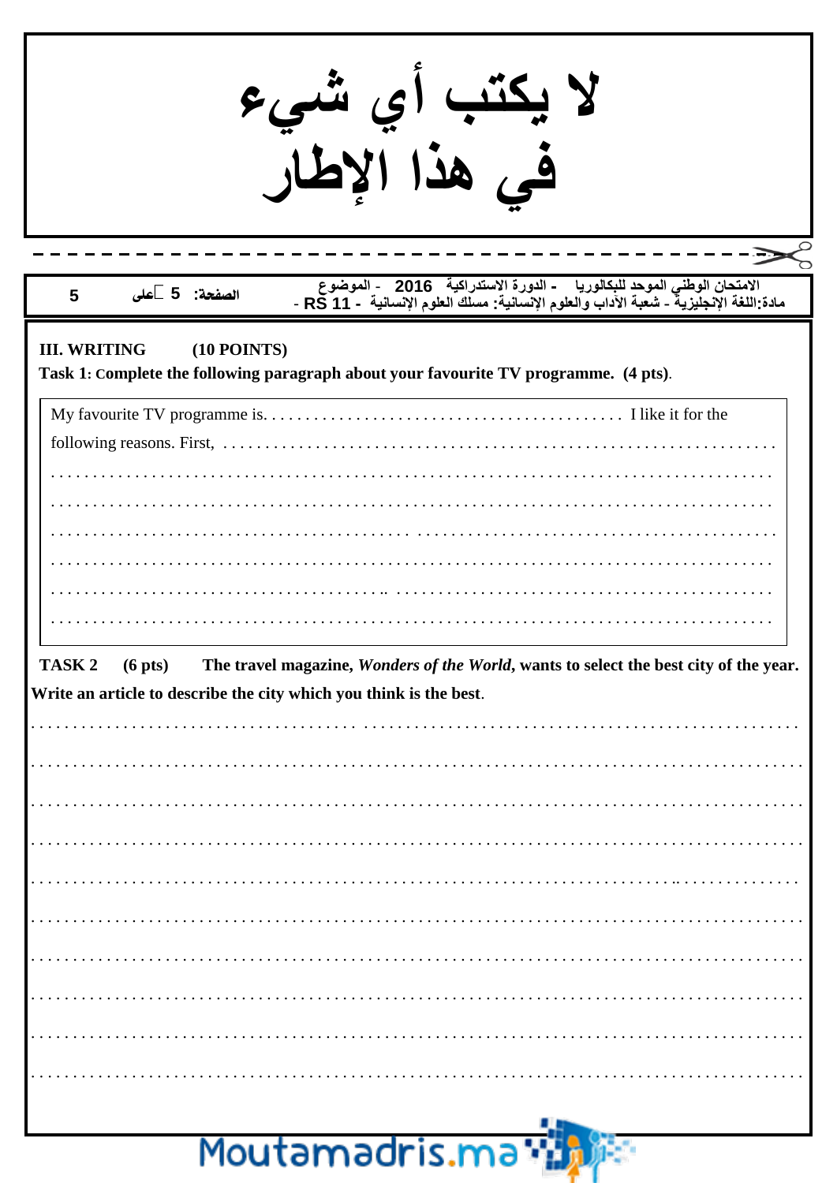لا يكتب أي شيء

في هذا الإطار

## III. WRITING (10 POINTS)

**Task 1: Complete the following paragraph about your favourite TV programme. (4 pts).**

My favourite TV programme is. . . . . . . . . . . . . . . . . . . . . . . . . . . . . . . . . . . . . . . . . . I like it for the following reasons. First, . . . . . . . . . . . . . . . . . . . . . . . . . . . . . . . . . . . . . . . . . . . . . . . . . . . . . . . . . . . . . . . . .

. . . . . . . . . . . . . . . . . . . . . . . . . . . . . . . . . . . . . . . . . . . . . . . . . . . . . . . . . . . . . . . . . . . . . . . . . . . . . . . . . . .

. . . . . . . . . . . . . . . . . . . . . . . . . . . . . . . . . . . . . . . . . . . . . . . . . . . . . . . . . . . . . . . . . . . . . . . . . . . . . . . . . . .

. . . . . . . . . . . . . . . . . . . . . . . . . . . . . . . . . . . . . . . . . . . . . . . . . . . . . . . . . . . . . . . . . . . . . . . . . . . . . . . . . . .

. . . . . . . . . . . . . . . . . . . . . . . . . . . . . . . . . . . . . . . . . . . . . . . . . . . . . . . . . . . . . . . . . . . . . . . . . . . . . . . . . . .

. . . . . . . . . . . . . . . . . . . . . . . . . . . . . . . . . . . . . . . . . . . . . . . . . . . . . . . . . . . . . . . . . . . . . . . . . . . . . . . . . . .

. . . . . . . . . . . . . . . . . . . . . . . . . . . . . . . . . . . . . . . . . . . . . . . . . . . . . . . . . . . . . . . . . . . . . . . . . . . . . . . . . . .

**TASK 2 (6 pts) The travel magazine, *Wonders of the World*, wants to select the best city of the year. Write an article to describe the city which you think is the best.**

. . . . . . . . . . . . . . . . . . . . . . . . . . . . . . . . . . . . . . . . . . . . . . . . . . . . . . . . . . . . . . . . . . . . . . . . . . . . . . . . . . .

. . . . . . . . . . . . . . . . . . . . . . . . . . . . . . . . . . . . . . . . . . . . . . . . . . . . . . . . . . . . . . . . . . . . . . . . . . . . . . . . . . .

. . . . . . . . . . . . . . . . . . . . . . . . . . . . . . . . . . . . . . . . . . . . . . . . . . . . . . . . . . . . . . . . . . . . . . . . . . . . . . . . . . .

. . . . . . . . . . . . . . . . . . . . . . . . . . . . . . . . . . . . . . . . . . . . . . . . . . . . . . . . . . . . . . . . . . . . . . . . . . . . . . . . . . .

. . . . . . . . . . . . . . . . . . . . . . . . . . . . . . . . . . . . . . . . . . . . . . . . . . . . . . . . . . . . . . . . . . . . . . . . . . . . . . . . . . .

. . . . . . . . . . . . . . . . . . . . . . . . . . . . . . . . . . . . . . . . . . . . . . . . . . . . . . . . . . . . . . . . . . . . . . . . . . . . . . . . . . .

. . . . . . . . . . . . . . . . . . . . . . . . . . . . . . . . . . . . . . . . . . . . . . . . . . . . . . . . . . . . . . . . . . . . . . . . . . . . . . . . . . .

. . . . . . . . . . . . . . . . . . . . . . . . . . . . . . . . . . . . . . . . . . . . . . . . . . . . . . . . . . . . . . . . . . . . . . . . . . . . . . . . . . .

. . . . . . . . . . . . . . . . . . . . . . . . . . . . . . . . . . . . . . . . . . . . . . . . . . . . . . . . . . . . . . . . . . . . . . . . . . . . . . . . . . .

. . . . . . . . . . . . . . . . . . . . . . . . . . . . . . . . . . . . . . . . . . . . . . . . . . . . . . . . . . . . . . . . . . . . . . . . . . . . . . . . . . .